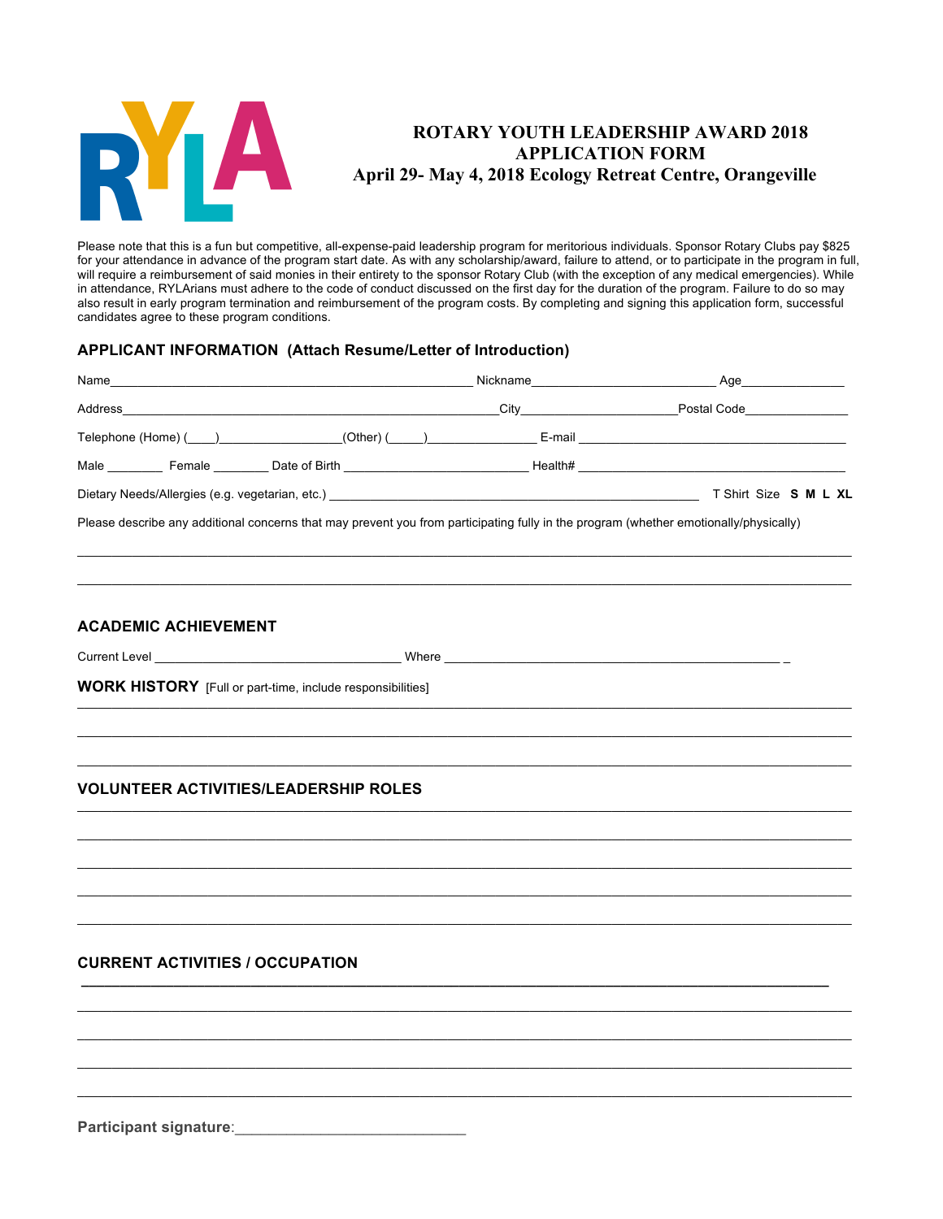RYLA

# ROTARY YOUTH LEADERSHIP AWARD 2018
# APPLICATION FORM
## April 29- May 4, 2018 Ecology Retreat Centre, Orangeville

Please note that this is a fun but competitive, all-expense-paid leadership program for meritorious individuals. Sponsor Rotary Clubs pay $825 for your attendance in advance of the program start date. As with any scholarship/award, failure to attend, or to participate in the program in full, will require a reimbursement of said monies in their entirety to the sponsor Rotary Club (with the exception of any medical emergencies). While in attendance, RYLArians must adhere to the code of conduct discussed on the first day for the duration of the program. Failure to do so may also result in early program termination and reimbursement of the program costs. By completing and signing this application form, successful candidates agree to these program conditions.

### APPLICANT INFORMATION (Attach Resume/Letter of Introduction)

Name______________________________________________ Nickname__________________________ Age______________

Address______________________________________________________City_____________________Postal Code______________

Telephone (Home) (____)_________________(Other) (_____)_______________ E-mail ______________________________________

Male ________ Female ________ Date of Birth __________________________ Health# ______________________________________

Dietary Needs/Allergies (e.g. vegetarian, etc.) ______________________________________________________ T Shirt Size **S M L XL**

Please describe any additional concerns that may prevent you from participating fully in the program (whether emotionally/physically)

______________________________________________________________________________________________________

______________________________________________________________________________________________________

### ACADEMIC ACHIEVEMENT

Current Level ___________________________________ Where ________________________________________________ _

### WORK HISTORY [Full or part-time, include responsibilities]

______________________________________________________________________________________________________

______________________________________________________________________________________________________

______________________________________________________________________________________________________

### VOLUNTEER ACTIVITIES/LEADERSHIP ROLES

______________________________________________________________________________________________________

______________________________________________________________________________________________________

______________________________________________________________________________________________________

______________________________________________________________________________________________________

______________________________________________________________________________________________________

### CURRENT ACTIVITIES / OCCUPATION

______________________________________________________________________________________________________

______________________________________________________________________________________________________

______________________________________________________________________________________________________

______________________________________________________________________________________________________

______________________________________________________________________________________________________

**Participant signature**:___________________________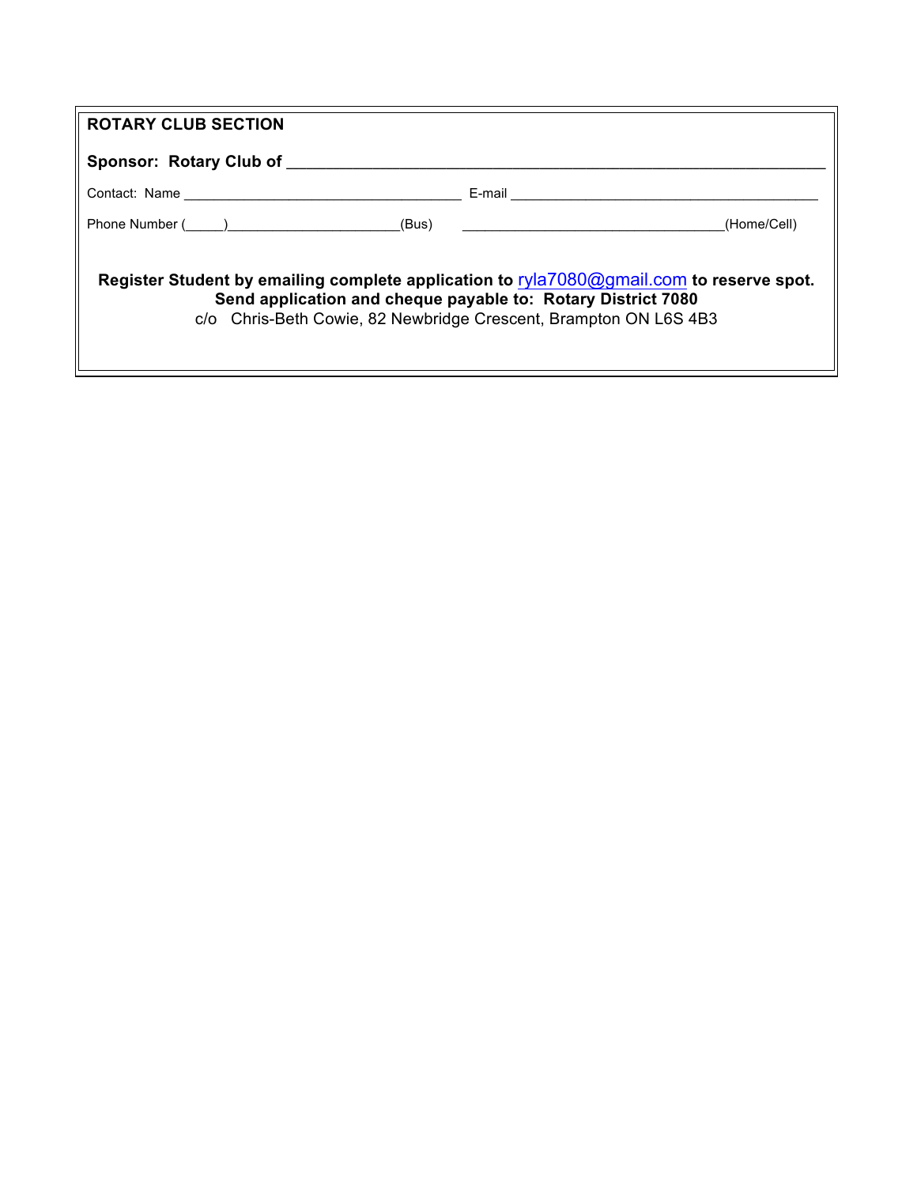**ROTARY CLUB SECTION**

**Sponsor: Rotary Club of** ___________________________________________________________

Contact: Name ____________________________________ E-mail ________________________________________

Phone Number (_____)______________________(Bus) __________________________________(Home/Cell)

**Register Student by emailing complete application to ryla7080@gmail.com to reserve spot.**
**Send application and cheque payable to: Rotary District 7080**
c/o Chris-Beth Cowie, 82 Newbridge Crescent, Brampton ON L6S 4B3